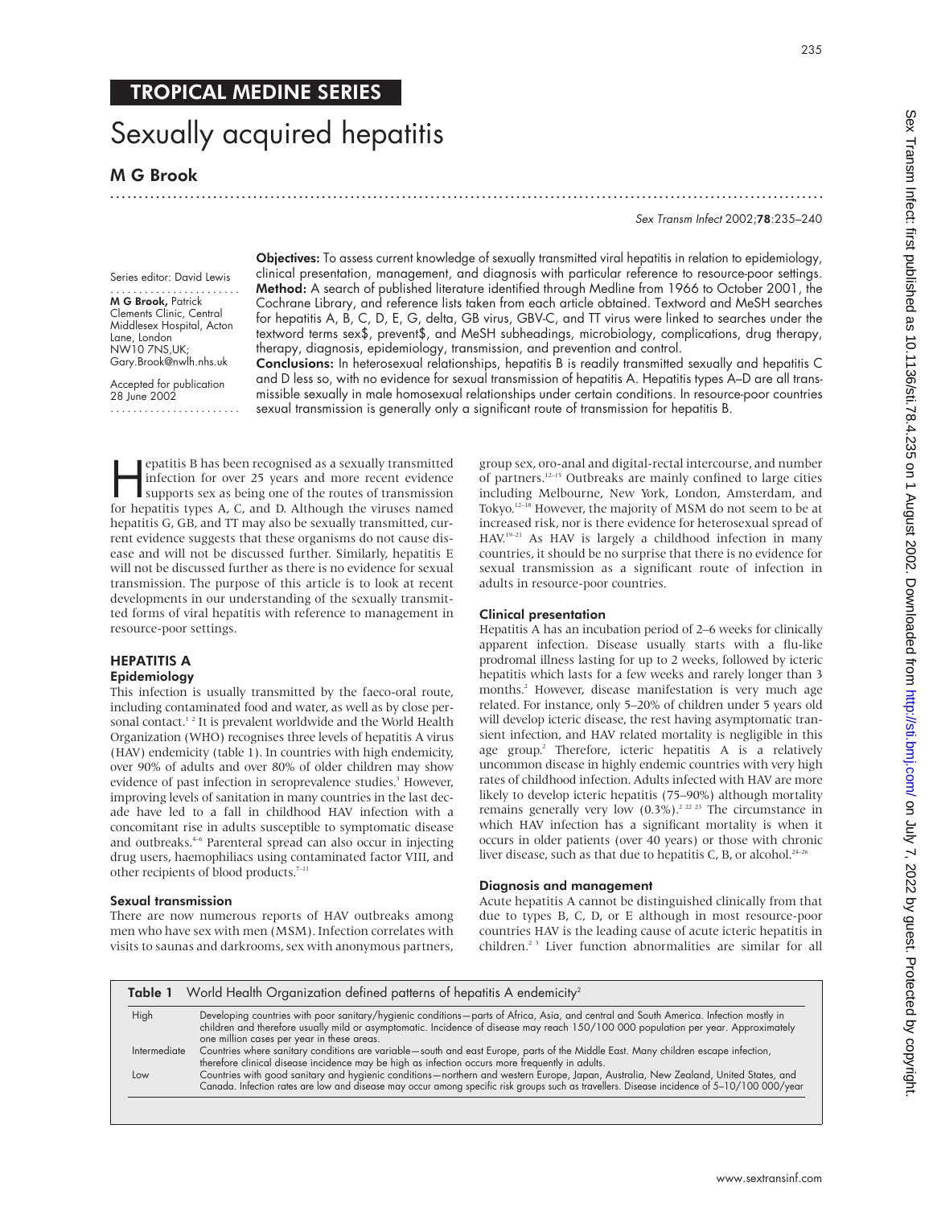## TROPICAL MEDINE SERIES

# Sexually acquired hepatitis

**M G Brook**

Series editor: David Lewis

**M G Brook,** Patrick Clements Clinic, Central Middlesex Hospital, Acton Lane, London NW10 7NS,UK; Gary.Brook@nwlh.nhs.uk

Accepted for publication 28 June 2002

**Objectives:** To assess current knowledge of sexually transmitted viral hepatitis in relation to epidemiology, clinical presentation, management, and diagnosis with particular reference to resource-poor settings.

**Method:** A search of published literature identified through Medline from 1966 to October 2001, the Cochrane Library, and reference lists taken from each article obtained. Textword and MeSH searches for hepatitis A, B, C, D, E, G, delta, GB virus, GBV-C, and TT virus were linked to searches under the textword terms sex$, prevent$, and MeSH subheadings, microbiology, complications, drug therapy, therapy, diagnosis, epidemiology, transmission, and prevention and control.

**Conclusions:** In heterosexual relationships, hepatitis B is readily transmitted sexually and hepatitis C and D less so, with no evidence for sexual transmission of hepatitis A. Hepatitis types A–D are all transmissible sexually in male homosexual relationships under certain conditions. In resource-poor countries sexual transmission is generally only a significant route of transmission for hepatitis B.

Hepatitis B has been recognised as a sexually transmitted infection for over 25 years and more recent evidence supports sex as being one of the routes of transmission for hepatitis types A, C, and D. Although the viruses named hepatitis G, GB, and TT may also be sexually transmitted, current evidence suggests that these organisms do not cause disease and will not be discussed further. Similarly, hepatitis E will not be discussed further as there is no evidence for sexual transmission. The purpose of this article is to look at recent developments in our understanding of the sexually transmitted forms of viral hepatitis with reference to management in resource-poor settings.

## HEPATITIS A

### Epidemiology

This infection is usually transmitted by the faeco-oral route, including contaminated food and water, as well as by close personal contact.[1 2] It is prevalent worldwide and the World Health Organization (WHO) recognises three levels of hepatitis A virus (HAV) endemicity (table 1). In countries with high endemicity, over 90% of adults and over 80% of older children may show evidence of past infection in seroprevalence studies.[3] However, improving levels of sanitation in many countries in the last decade have led to a fall in childhood HAV infection with a concomitant rise in adults susceptible to symptomatic disease and outbreaks.[4–6] Parenteral spread can also occur in injecting drug users, haemophiliacs using contaminated factor VIII, and other recipients of blood products.[7–11]

### Sexual transmission

There are now numerous reports of HAV outbreaks among men who have sex with men (MSM). Infection correlates with visits to saunas and darkrooms, sex with anonymous partners, group sex, oro-anal and digital-rectal intercourse, and number of partners.[12–15] Outbreaks are mainly confined to large cities including Melbourne, New York, London, Amsterdam, and Tokyo.[12–18] However, the majority of MSM do not seem to be at increased risk, nor is there evidence for heterosexual spread of HAV.[19–21] As HAV is largely a childhood infection in many countries, it should be no surprise that there is no evidence for sexual transmission as a significant route of infection in adults in resource-poor countries.

### Clinical presentation

Hepatitis A has an incubation period of 2–6 weeks for clinically apparent infection. Disease usually starts with a flu-like prodromal illness lasting for up to 2 weeks, followed by icteric hepatitis which lasts for a few weeks and rarely longer than 3 months.[2] However, disease manifestation is very much age related. For instance, only 5–20% of children under 5 years old will develop icteric disease, the rest having asymptomatic transient infection, and HAV related mortality is negligible in this age group.[2] Therefore, icteric hepatitis A is a relatively uncommon disease in highly endemic countries with very high rates of childhood infection. Adults infected with HAV are more likely to develop icteric hepatitis (75–90%) although mortality remains generally very low (0.3%).[2 22 23] The circumstance in which HAV infection has a significant mortality is when it occurs in older patients (over 40 years) or those with chronic liver disease, such as that due to hepatitis C, B, or alcohol.[24–26]

### Diagnosis and management

Acute hepatitis A cannot be distinguished clinically from that due to types B, C, D, or E although in most resource-poor countries HAV is the leading cause of acute icteric hepatitis in children.[2 3] Liver function abnormalities are similar for all

**Table 1** World Health Organization defined patterns of hepatitis A endemicity[2]

| | |
|---|---|
| High | Developing countries with poor sanitary/hygienic conditions—parts of Africa, Asia, and central and South America. Infection mostly in children and therefore usually mild or asymptomatic. Incidence of disease may reach 150/100 000 population per year. Approximately one million cases per year in these areas. |
| Intermediate | Countries where sanitary conditions are variable—south and east Europe, parts of the Middle East. Many children escape infection, therefore clinical disease incidence may be high as infection occurs more frequently in adults. |
| Low | Countries with good sanitary and hygienic conditions—northern and western Europe, Japan, Australia, New Zealand, United States, and Canada. Infection rates are low and disease may occur among specific risk groups such as travellers. Disease incidence of 5–10/100 000/year |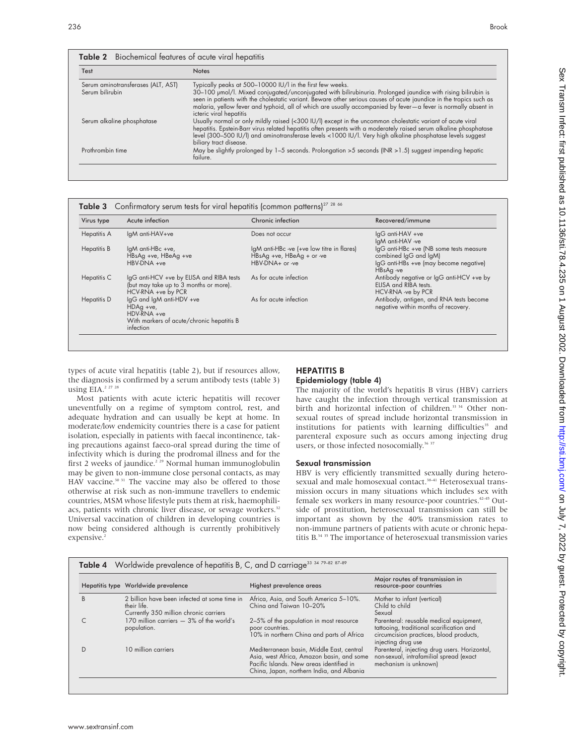**Table 2** Biochemical features of acute viral hepatitis

| Test | Notes |
| --- | --- |
| Serum aminotransferases (ALT, AST) | Typically peaks at 500–10000 IU/l in the first few weeks. |
| Serum bilirubin | 30–100 µmol/l. Mixed conjugated/unconjugated with bilirubinuria. Prolonged jaundice with rising bilirubin is seen in patients with the cholestatic variant. Beware other serious causes of acute jaundice in the tropics such as malaria, yellow fever and typhoid, all of which are usually accompanied by fever—a fever is normally absent in icteric viral hepatitis |
| Serum alkaline phosphatase | Usually normal or only mildly raised (<300 IU/l) except in the uncommon cholestatic variant of acute viral hepatitis. Epstein-Barr virus related hepatitis often presents with a moderately raised serum alkaline phosphatase level (300–500 IU/l) and aminotransferase levels <1000 IU/l. Very high alkaline phosphatase levels suggest biliary tract disease. |
| Prothrombin time | May be slightly prolonged by 1–5 seconds. Prolongation >5 seconds (INR >1.5) suggest impending hepatic failure. |

**Table 3** Confirmatory serum tests for viral hepatitis (common patterns)[27 28 66]

| Virus type | Acute infection | Chronic infection | Recovered/immune |
| --- | --- | --- | --- |
| Hepatitis A | IgM anti-HAV+ve | Does not occur | IgG anti-HAV +ve<br>IgM anti-HAV -ve |
| Hepatitis B | IgM anti-HBc +ve,<br>HBsAg +ve, HBeAg +ve<br>HBV-DNA +ve | IgM anti-HBc -ve (+ve low titre in flares)<br>HBsAg +ve, HBeAg + or -ve<br>HBV-DNA+ or -ve | IgG anti-HBc +ve (NB some tests measure combined IgG and IgM)<br>IgG anti-HBs +ve (may become negative)<br>HBsAg -ve |
| Hepatitis C | IgG anti-HCV +ve by ELISA and RIBA tests (but may take up to 3 months or more).<br>HCV-RNA +ve by PCR | As for acute infection | Antibody negative or IgG anti-HCV +ve by ELISA and RIBA tests.<br>HCV-RNA -ve by PCR |
| Hepatitis D | IgG and IgM anti-HDV +ve<br>HDAg +ve,<br>HDV-RNA +ve<br>With markers of acute/chronic hepatitis B infection | As for acute infection | Antibody, antigen, and RNA tests become negative within months of recovery. |

types of acute viral hepatitis (table 2), but if resources allow, the diagnosis is confirmed by a serum antibody tests (table 3) using EIA.[2 27 28]

Most patients with acute icteric hepatitis will recover uneventfully on a regime of symptom control, rest, and adequate hydration and can usually be kept at home. In moderate/low endemicity countries there is a case for patient isolation, especially in patients with faecal incontinence, taking precautions against faeco-oral spread during the time of infectivity which is during the prodromal illness and for the first 2 weeks of jaundice.[2 29] Normal human immunoglobulin may be given to non-immune close personal contacts, as may HAV vaccine.[30 31] The vaccine may also be offered to those otherwise at risk such as non-immune travellers to endemic countries, MSM whose lifestyle puts them at risk, haemophiliacs, patients with chronic liver disease, or sewage workers.[32] Universal vaccination of children in developing countries is now being considered although is currently prohibitively expensive.[2]

## HEPATITIS B

### Epidemiology (table 4)

The majority of the world's hepatitis B virus (HBV) carriers have caught the infection through vertical transmission at birth and horizontal infection of children.[33 34] Other non-sexual routes of spread include horizontal transmission in institutions for patients with learning difficulties[35] and parenteral exposure such as occurs among injecting drug users, or those infected nosocomially.[36 37]

### Sexual transmission

HBV is very efficiently transmitted sexually during heterosexual and male homosexual contact.[38–41] Heterosexual transmission occurs in many situations which includes sex with female sex workers in many resource-poor countries.[42–45] Outside of prostitution, heterosexual transmission can still be important as shown by the 40% transmission rates to non-immune partners of patients with acute or chronic hepatitis B.[34 35] The importance of heterosexual transmission varies

**Table 4** Worldwide prevalence of hepatitis B, C, and D carriage[33 34 79–82 87–89]

| Hepatitis type | Worldwide prevalence | Highest prevalence areas | Major routes of transmission in resource-poor countries |
| --- | --- | --- | --- |
| B | 2 billion have been infected at some time in their life.<br>Currently 350 million chronic carriers | Africa, Asia, and South America 5–10%.<br>China and Taiwan 10–20% | Mother to infant (vertical)<br>Child to child<br>Sexual |
| C | 170 million carriers — 3% of the world's population. | 2–5% of the population in most resource poor countries.<br>10% in northern China and parts of Africa | Parenteral: reusable medical equipment, tattooing, traditional scarification and circumcision practices, blood products, injecting drug use |
| D | 10 million carriers | Mediterranean basin, Middle East, central Asia, west Africa, Amazon basin, and some Pacific Islands. New areas identified in China, Japan, northern India, and Albania | Parenteral, injecting drug users. Horizontal, non-sexual, intrafamilial spread (exact mechanism is unknown) |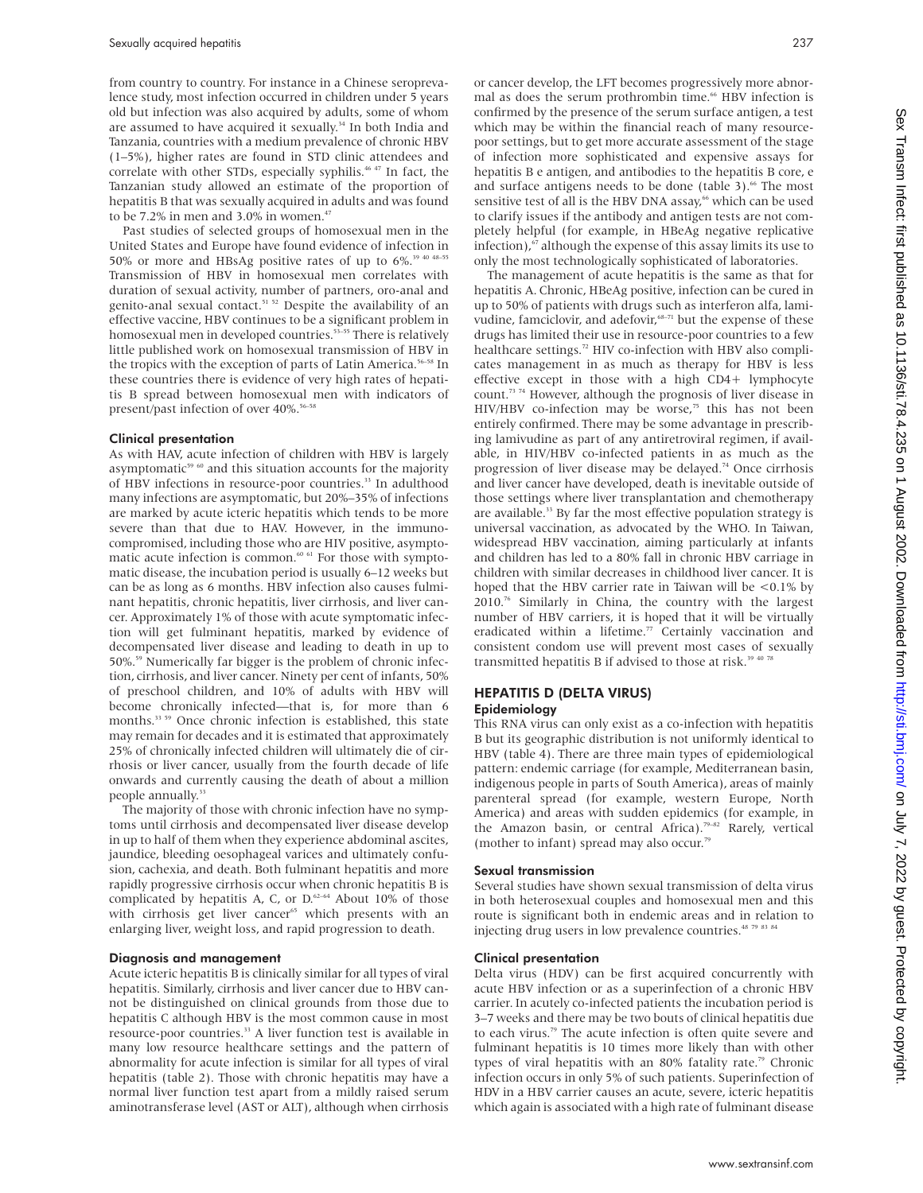from country to country. For instance in a Chinese seroprevalence study, most infection occurred in children under 5 years old but infection was also acquired by adults, some of whom are assumed to have acquired it sexually.[34] In both India and Tanzania, countries with a medium prevalence of chronic HBV (1–5%), higher rates are found in STD clinic attendees and correlate with other STDs, especially syphilis.[46 47] In fact, the Tanzanian study allowed an estimate of the proportion of hepatitis B that was sexually acquired in adults and was found to be 7.2% in men and 3.0% in women.[47]

Past studies of selected groups of homosexual men in the United States and Europe have found evidence of infection in 50% or more and HBsAg positive rates of up to 6%.[39 40 48–55] Transmission of HBV in homosexual men correlates with duration of sexual activity, number of partners, oro-anal and genito-anal sexual contact.[51 52] Despite the availability of an effective vaccine, HBV continues to be a significant problem in homosexual men in developed countries.[53–55] There is relatively little published work on homosexual transmission of HBV in the tropics with the exception of parts of Latin America.[56–58] In these countries there is evidence of very high rates of hepatitis B spread between homosexual men with indicators of present/past infection of over 40%.[56–58]

### Clinical presentation

As with HAV, acute infection of children with HBV is largely asymptomatic[59 60] and this situation accounts for the majority of HBV infections in resource-poor countries.[33] In adulthood many infections are asymptomatic, but 20%–35% of infections are marked by acute icteric hepatitis which tends to be more severe than that due to HAV. However, in the immunocompromised, including those who are HIV positive, asymptomatic acute infection is common.[60 61] For those with symptomatic disease, the incubation period is usually 6–12 weeks but can be as long as 6 months. HBV infection also causes fulminant hepatitis, chronic hepatitis, liver cirrhosis, and liver cancer. Approximately 1% of those with acute symptomatic infection will get fulminant hepatitis, marked by evidence of decompensated liver disease and leading to death in up to 50%.[59] Numerically far bigger is the problem of chronic infection, cirrhosis, and liver cancer. Ninety per cent of infants, 50% of preschool children, and 10% of adults with HBV will become chronically infected—that is, for more than 6 months.[33 59] Once chronic infection is established, this state may remain for decades and it is estimated that approximately 25% of chronically infected children will ultimately die of cirrhosis or liver cancer, usually from the fourth decade of life onwards and currently causing the death of about a million people annually.[33]

The majority of those with chronic infection have no symptoms until cirrhosis and decompensated liver disease develop in up to half of them when they experience abdominal ascites, jaundice, bleeding oesophageal varices and ultimately confusion, cachexia, and death. Both fulminant hepatitis and more rapidly progressive cirrhosis occur when chronic hepatitis B is complicated by hepatitis A, C, or D.[62–64] About 10% of those with cirrhosis get liver cancer[65] which presents with an enlarging liver, weight loss, and rapid progression to death.

### Diagnosis and management

Acute icteric hepatitis B is clinically similar for all types of viral hepatitis. Similarly, cirrhosis and liver cancer due to HBV cannot be distinguished on clinical grounds from those due to hepatitis C although HBV is the most common cause in most resource-poor countries.[33] A liver function test is available in many low resource healthcare settings and the pattern of abnormality for acute infection is similar for all types of viral hepatitis (table 2). Those with chronic hepatitis may have a normal liver function test apart from a mildly raised serum aminotransferase level (AST or ALT), although when cirrhosis or cancer develop, the LFT becomes progressively more abnormal as does the serum prothrombin time.[66] HBV infection is confirmed by the presence of the serum surface antigen, a test which may be within the financial reach of many resource-poor settings, but to get more accurate assessment of the stage of infection more sophisticated and expensive assays for hepatitis B e antigen, and antibodies to the hepatitis B core, e and surface antigens needs to be done (table 3).[66] The most sensitive test of all is the HBV DNA assay,[66] which can be used to clarify issues if the antibody and antigen tests are not completely helpful (for example, in HBeAg negative replicative infection),[67] although the expense of this assay limits its use to only the most technologically sophisticated of laboratories.

The management of acute hepatitis is the same as that for hepatitis A. Chronic, HBeAg positive, infection can be cured in up to 50% of patients with drugs such as interferon alfa, lamivudine, famciclovir, and adefovir,[68–71] but the expense of these drugs has limited their use in resource-poor countries to a few healthcare settings.[72] HIV co-infection with HBV also complicates management in as much as therapy for HBV is less effective except in those with a high CD4+ lymphocyte count.[73 74] However, although the prognosis of liver disease in HIV/HBV co-infection may be worse,[75] this has not been entirely confirmed. There may be some advantage in prescribing lamivudine as part of any antiretroviral regimen, if available, in HIV/HBV co-infected patients in as much as the progression of liver disease may be delayed.[74] Once cirrhosis and liver cancer have developed, death is inevitable outside of those settings where liver transplantation and chemotherapy are available.[33] By far the most effective population strategy is universal vaccination, as advocated by the WHO. In Taiwan, widespread HBV vaccination, aiming particularly at infants and children has led to a 80% fall in chronic HBV carriage in children with similar decreases in childhood liver cancer. It is hoped that the HBV carrier rate in Taiwan will be <0.1% by 2010.[76] Similarly in China, the country with the largest number of HBV carriers, it is hoped that it will be virtually eradicated within a lifetime.[77] Certainly vaccination and consistent condom use will prevent most cases of sexually transmitted hepatitis B if advised to those at risk.[39 40 78]

## HEPATITIS D (DELTA VIRUS)

### Epidemiology

This RNA virus can only exist as a co-infection with hepatitis B but its geographic distribution is not uniformly identical to HBV (table 4). There are three main types of epidemiological pattern: endemic carriage (for example, Mediterranean basin, indigenous people in parts of South America), areas of mainly parenteral spread (for example, western Europe, North America) and areas with sudden epidemics (for example, in the Amazon basin, or central Africa).[79–82] Rarely, vertical (mother to infant) spread may also occur.[79]

### Sexual transmission

Several studies have shown sexual transmission of delta virus in both heterosexual couples and homosexual men and this route is significant both in endemic areas and in relation to injecting drug users in low prevalence countries.[48 79 83 84]

### Clinical presentation

Delta virus (HDV) can be first acquired concurrently with acute HBV infection or as a superinfection of a chronic HBV carrier. In acutely co-infected patients the incubation period is 3–7 weeks and there may be two bouts of clinical hepatitis due to each virus.[79] The acute infection is often quite severe and fulminant hepatitis is 10 times more likely than with other types of viral hepatitis with an 80% fatality rate.[79] Chronic infection occurs in only 5% of such patients. Superinfection of HDV in a HBV carrier causes an acute, severe, icteric hepatitis which again is associated with a high rate of fulminant disease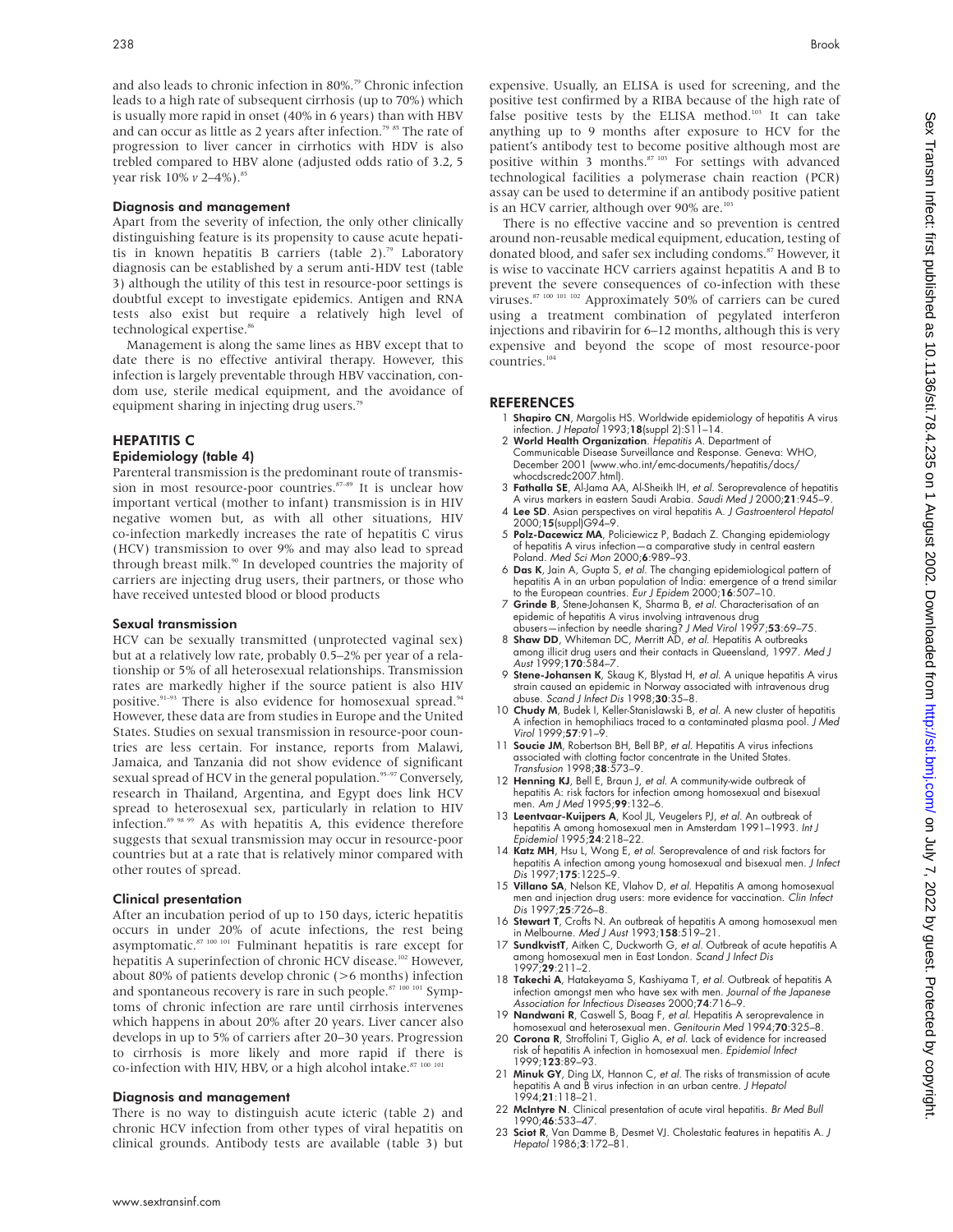and also leads to chronic infection in 80%.[79] Chronic infection leads to a high rate of subsequent cirrhosis (up to 70%) which is usually more rapid in onset (40% in 6 years) than with HBV and can occur as little as 2 years after infection.[79 85] The rate of progression to liver cancer in cirrhotics with HDV is also trebled compared to HBV alone (adjusted odds ratio of 3.2, 5 year risk 10% *v* 2–4%).[85]

### Diagnosis and management

Apart from the severity of infection, the only other clinically distinguishing feature is its propensity to cause acute hepatitis in known hepatitis B carriers (table 2).[79] Laboratory diagnosis can be established by a serum anti-HDV test (table 3) although the utility of this test in resource-poor settings is doubtful except to investigate epidemics. Antigen and RNA tests also exist but require a relatively high level of technological expertise.[86]

Management is along the same lines as HBV except that to date there is no effective antiviral therapy. However, this infection is largely preventable through HBV vaccination, condom use, sterile medical equipment, and the avoidance of equipment sharing in injecting drug users.[79]

## HEPATITIS C

### Epidemiology (table 4)

Parenteral transmission is the predominant route of transmission in most resource-poor countries.[87–89] It is unclear how important vertical (mother to infant) transmission is in HIV negative women but, as with all other situations, HIV co-infection markedly increases the rate of hepatitis C virus (HCV) transmission to over 9% and may also lead to spread through breast milk.[90] In developed countries the majority of carriers are injecting drug users, their partners, or those who have received untested blood or blood products

### Sexual transmission

HCV can be sexually transmitted (unprotected vaginal sex) but at a relatively low rate, probably 0.5–2% per year of a relationship or 5% of all heterosexual relationships. Transmission rates are markedly higher if the source patient is also HIV positive.[91–93] There is also evidence for homosexual spread.[94] However, these data are from studies in Europe and the United States. Studies on sexual transmission in resource-poor countries are less certain. For instance, reports from Malawi, Jamaica, and Tanzania did not show evidence of significant sexual spread of HCV in the general population.[95–97] Conversely, research in Thailand, Argentina, and Egypt does link HCV spread to heterosexual sex, particularly in relation to HIV infection.[89 98 99] As with hepatitis A, this evidence therefore suggests that sexual transmission may occur in resource-poor countries but at a rate that is relatively minor compared with other routes of spread.

### Clinical presentation

After an incubation period of up to 150 days, icteric hepatitis occurs in under 20% of acute infections, the rest being asymptomatic.[87 100 101] Fulminant hepatitis is rare except for hepatitis A superinfection of chronic HCV disease.[102] However, about 80% of patients develop chronic (>6 months) infection and spontaneous recovery is rare in such people.[87 100 101] Symptoms of chronic infection are rare until cirrhosis intervenes which happens in about 20% after 20 years. Liver cancer also develops in up to 5% of carriers after 20–30 years. Progression to cirrhosis is more likely and more rapid if there is co-infection with HIV, HBV, or a high alcohol intake.[87 100 101]

### Diagnosis and management

There is no way to distinguish acute icteric (table 2) and chronic HCV infection from other types of viral hepatitis on clinical grounds. Antibody tests are available (table 3) but expensive. Usually, an ELISA is used for screening, and the positive test confirmed by a RIBA because of the high rate of false positive tests by the ELISA method.[103] It can take anything up to 9 months after exposure to HCV for the patient's antibody test to become positive although most are positive within 3 months.[87 103] For settings with advanced technological facilities a polymerase chain reaction (PCR) assay can be used to determine if an antibody positive patient is an HCV carrier, although over 90% are.[103]

There is no effective vaccine and so prevention is centred around non-reusable medical equipment, education, testing of donated blood, and safer sex including condoms.[87] However, it is wise to vaccinate HCV carriers against hepatitis A and B to prevent the severe consequences of co-infection with these viruses.[87 100 101 102] Approximately 50% of carriers can be cured using a treatment combination of pegylated interferon injections and ribavirin for 6–12 months, although this is very expensive and beyond the scope of most resource-poor countries.[104]

## REFERENCES

1. **Shapiro CN**, Margolis HS. Worldwide epidemiology of hepatitis A virus infection. *J Hepatol* 1993;**18**(suppl 2):S11–14.
2. **World Health Organization**. *Hepatitis A*. Department of Communicable Disease Surveillance and Response. Geneva: WHO, December 2001 (www.who.int/emc-documents/hepatitis/docs/whocdscredc2007.html).
3. **Fathalla SE**, Al-Jama AA, Al-Sheikh IH, *et al*. Seroprevalence of hepatitis A virus markers in eastern Saudi Arabia. *Saudi Med J* 2000;**21**:945–9.
4. **Lee SD**. Asian perspectives on viral hepatitis A. *J Gastroenterol Hepatol* 2000;**15**(suppl)G94–9.
5. **Polz-Dacewicz MA**, Policiewicz P, Badach Z. Changing epidemiology of hepatitis A virus infection—a comparative study in central eastern Poland. *Med Sci Mon* 2000;**6**:989–93.
6. **Das K**, Jain A, Gupta S, *et al*. The changing epidemiological pattern of hepatitis A in an urban population of India: emergence of a trend similar to the European countries. *Eur J Epidem* 2000;**16**:507–10.
7. **Grinde B**, Stene-Johansen K, Sharma B, *et al*. Characterisation of an epidemic of hepatitis A virus involving intravenous drug abusers—infection by needle sharing? *J Med Virol* 1997;**53**:69–75.
8. **Shaw DD**, Whiteman DC, Merritt AD, *et al*. Hepatitis A outbreaks among illicit drug users and their contacts in Queensland, 1997. *Med J Aust* 1999;**170**:584–7.
9. **Stene-Johansen K**, Skaug K, Blystad H, *et al*. A unique hepatitis A virus strain caused an epidemic in Norway associated with intravenous drug abuse. *Scand J Infect Dis* 1998;**30**:35–8.
10. **Chudy M**, Budek I, Keller-Stanislawski B, *et al*. A new cluster of hepatitis A infection in hemophiliacs traced to a contaminated plasma pool. *J Med Virol* 1999;**57**:91–9.
11. **Soucie JM**, Robertson BH, Bell BP, *et al*. Hepatitis A virus infections associated with clotting factor concentrate in the United States. *Transfusion* 1998;**38**:573–9.
12. **Henning KJ**, Bell E, Braun J, *et al*. A community-wide outbreak of hepatitis A: risk factors for infection among homosexual and bisexual men. *Am J Med* 1995;**99**:132–6.
13. **Leentvaar-Kuijpers A**, Kool JL, Veugelers PJ, *et al*. An outbreak of hepatitis A among homosexual men in Amsterdam 1991–1993. *Int J Epidemiol* 1995;**24**:218–22.
14. **Katz MH**, Hsu L, Wong E, *et al*. Seroprevalence of and risk factors for hepatitis A infection among young homosexual and bisexual men. *J Infect Dis* 1997;**175**:1225–9.
15. **Villano SA**, Nelson KE, Vlahov D, *et al*. Hepatitis A among homosexual men and injection drug users: more evidence for vaccination. *Clin Infect Dis* 1997;**25**:726–8.
16. **Stewart T**, Crofts N. An outbreak of hepatitis A among homosexual men in Melbourne. *Med J Aust* 1993;**158**:519–21.
17. **SundkvistT**, Aitken C, Duckworth G, *et al*. Outbreak of acute hepatitis A among homosexual men in East London. *Scand J Infect Dis* 1997;**29**:211–2.
18. **Takechi A**, Hatakeyama S, Kashiyama T, *et al*. Outbreak of hepatitis A infection amongst men who have sex with men. *Journal of the Japanese Association for Infectious Diseases* 2000;**74**:716–9.
19. **Nandwani R**, Caswell S, Boag F, *et al*. Hepatitis A seroprevalence in homosexual and heterosexual men. *Genitourin Med* 1994;**70**:325–8.
20. **Corona R**, Stroffolini T, Giglio A, *et al*. Lack of evidence for increased risk of hepatitis A infection in homosexual men. *Epidemiol Infect* 1999;**123**:89–93.
21. **Minuk GY**, Ding LX, Hannon C, *et al*. The risks of transmission of acute hepatitis A and B virus infection in an urban centre. *J Hepatol* 1994;**21**:118–21.
22. **McIntyre N**. Clinical presentation of acute viral hepatitis. *Br Med Bull* 1990;**46**:533–47.
23. **Sciot R**, Van Damme B, Desmet VJ. Cholestatic features in hepatitis A. *J Hepatol* 1986;**3**:172–81.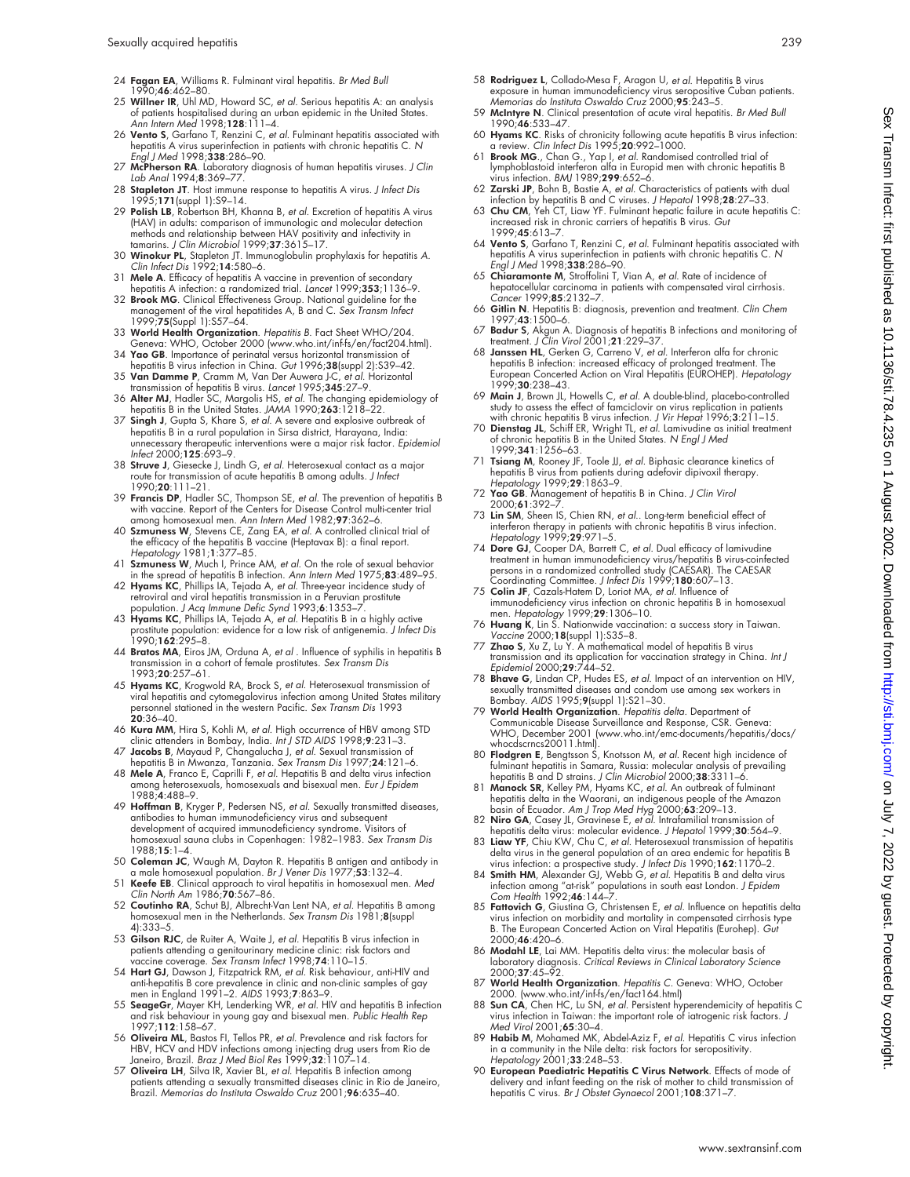24 **Fagan EA**, Williams R. Fulminant viral hepatitis. *Br Med Bull* 1990;**46**:462–80.

25 **Willner IR**, Uhl MD, Howard SC, *et al*. Serious hepatitis A: an analysis of patients hospitalised during an urban epidemic in the United States. *Ann Intern Med* 1998;**128**:111–4.

26 **Vento S**, Garfano T, Renzini C, *et al*. Fulminant hepatitis associated with hepatitis A virus superinfection in patients with chronic hepatitis C. *N Engl J Med* 1998;**338**:286–90.

27 **McPherson RA**. Laboratory diagnosis of human hepatitis viruses. *J Clin Lab Anal* 1994;**8**:369–77.

28 **Stapleton JT**. Host immune response to hepatitis A virus. *J Infect Dis* 1995;**171**(suppl 1):S9–14.

29 **Polish LB**, Robertson BH, Khanna B, *et al*. Excretion of hepatitis A virus (HAV) in adults: comparison of immunologic and molecular detection methods and relationship between HAV positivity and infectivity in tamarins. *J Clin Microbiol* 1999;**37**:3615–17.

30 **Winokur PL**, Stapleton JT. Immunoglobulin prophylaxis for hepatitis A. *Clin Infect Dis* 1992;**14**:580–6.

31 **Mele A**. Efficacy of hepatitis A vaccine in prevention of secondary hepatitis A infection: a randomized trial. *Lancet* 1999;**353**;1136–9.

32 **Brook MG**. Clinical Effectiveness Group. National guideline for the management of the viral hepatitides A, B and C. *Sex Transm Infect* 1999;**75**(Suppl 1):S57–64.

33 **World Health Organization**. *Hepatitis B*. Fact Sheet WHO/204. Geneva: WHO, October 2000 (www.who.int/inf-fs/en/fact204.html).

34 **Yao GB**. Importance of perinatal versus horizontal transmission of hepatitis B virus infection in China. *Gut* 1996;**38**(suppl 2):S39–42.

35 **Van Damme P**, Cramm M, Van Der Auwera J-C, *et al*. Horizontal transmission of hepatitis B virus. *Lancet* 1995;**345**:27–9.

36 **Alter MJ**, Hadler SC, Margolis HS, *et al*. The changing epidemiology of hepatitis B in the United States. *JAMA* 1990;**263**:1218–22.

37 **Singh J**, Gupta S, Khare S, *et al*. A severe and explosive outbreak of hepatitis B in a rural population in Sirsa district, Harayana, India: unnecessary therapeutic interventions were a major risk factor. *Epidemiol Infect* 2000;**125**:693–9.

38 **Struve J**, Giesecke J, Lindh G, *et al*. Heterosexual contact as a major route for transmission of acute hepatitis B among adults. *J Infect* 1990;**20**:111–21.

39 **Francis DP**, Hadler SC, Thompson SE, *et al*. The prevention of hepatitis B with vaccine. Report of the Centers for Disease Control multi-center trial among homosexual men. *Ann Intern Med* 1982;**97**:362–6.

40 **Szmuness W**, Stevens CE, Zang EA, *et al*. A controlled clinical trial of the efficacy of the hepatitis B vaccine (Heptavax B): a final report. *Hepatology* 1981;**1**:377–85.

41 **Szmuness W**, Much I, Prince AM, *et al*. On the role of sexual behavior in the spread of hepatitis B infection. *Ann Intern Med* 1975;**83**:489–95.

42 **Hyams KC**, Phillips IA, Tejada A, *et al*. Three-year incidence study of retroviral and viral hepatitis transmission in a Peruvian prostitute population. *J Acq Immune Defic Synd* 1993;**6**:1353–7.

43 **Hyams KC**, Phillips IA, Tejada A, *et al*. Hepatitis B in a highly active prostitute population: evidence for a low risk of antigenemia. *J Infect Dis* 1990;**162**:295–8.

44 **Bratos MA**, Eiros JM, Orduna A, *et al* . Influence of syphilis in hepatitis B transmission in a cohort of female prostitutes. *Sex Transm Dis* 1993;**20**:257–61.

45 **Hyams KC**, Krogwold RA, Brock S, *et al*. Heterosexual transmission of viral hepatitis and cytomegalovirus infection among United States military personnel stationed in the western Pacific. *Sex Transm Dis* 1993 **20**:36–40.

46 **Kura MM**, Hira S, Kohli M, *et al*. High occurrence of HBV among STD clinic attenders in Bombay, India. *Int J STD AIDS* 1998;**9**:231–3.

47 **Jacobs B**, Mayaud P, Changalucha J, *et al*. Sexual transmission of hepatitis B in Mwanza, Tanzania. *Sex Transm Dis* 1997;**24**:121–6.

48 **Mele A**, Franco E, Caprilli F, *et al*. Hepatitis B and delta virus infection among heterosexuals, homosexuals and bisexual men. *Eur J Epidem* 1988;**4**:488–9.

49 **Hoffman B**, Kryger P, Pedersen NS, *et al*. Sexually transmitted diseases, antibodies to human immunodeficiency virus and subsequent development of acquired immunodeficiency syndrome. Visitors of homosexual sauna clubs in Copenhagen: 1982–1983. *Sex Transm Dis* 1988;**15**:1–4.

50 **Coleman JC**, Waugh M, Dayton R. Hepatitis B antigen and antibody in a male homosexual population. *Br J Vener Dis* 1977;**53**:132–4.

51 **Keefe EB**. Clinical approach to viral hepatitis in homosexual men. *Med Clin North Am* 1986;**70**:567–86.

52 **Coutinho RA**, Schut BJ, Albrecht-Van Lent NA, *et al*. Hepatitis B among homosexual men in the Netherlands. *Sex Transm Dis* 1981;**8**(suppl 4):333–5.

53 **Gilson RJC**, de Ruiter A, Waite J, *et al*. Hepatitis B virus infection in patients attending a genitourinary medicine clinic: risk factors and vaccine coverage. *Sex Transm Infect* 1998;**74**:110–15.

54 **Hart GJ**, Dawson J, Fitzpatrick RM, *et al*. Risk behaviour, anti-HIV and anti-hepatitis B core prevalence in clinic and non-clinic samples of gay men in England 1991–2. *AIDS* 1993;**7**:863–9.

55 **SeageGr**, Mayer KH, Lenderking WR, *et al*. HIV and hepatitis B infection and risk behaviour in young gay and bisexual men. *Public Health Rep* 1997;**112**:158–67.

56 **Oliveira ML**, Bastos FI, Tellos PR, *et al*. Prevalence and risk factors for HBV, HCV and HDV infections among injecting drug users from Rio de Janeiro, Brazil. *Braz J Med Biol Res* 1999;**32**:1107–14.

57 **Oliveira LH**, Silva IR, Xavier BL, *et al*. Hepatitis B infection among patients attending a sexually transmitted diseases clinic in Rio de Janeiro, Brazil. *Memorias do Instituta Oswaldo Cruz* 2001;**96**:635–40.

58 **Rodriguez L**, Collado-Mesa F, Aragon U, *et al*. Hepatitis B virus exposure in human immunodeficiency virus seropositive Cuban patients. *Memorias do Instituta Oswaldo Cruz* 2000;**95**:243–5.

59 **McIntyre N**. Clinical presentation of acute viral hepatitis. *Br Med Bull* 1990;**46**:533–47.

60 **Hyams KC**. Risks of chronicity following acute hepatitis B virus infection: a review. *Clin Infect Dis* 1995;**20**:992–1000.

61 **Brook MG**., Chan G., Yap I, *et al*. Randomised controlled trial of lymphoblastoid interferon alfa in Europid men with chronic hepatitis B virus infection. *BMJ* 1989;**299**:652–6.

62 **Zarski JP**, Bohn B, Bastie A, *et al*. Characteristics of patients with dual infection by hepatitis B and C viruses. *J Hepatol* 1998;**28**:27–33.

63 **Chu CM**, Yeh CT, Liaw YF. Fulminant hepatic failure in acute hepatitis C: increased risk in chronic carriers of hepatitis B virus. *Gut* 1999;**45**:613–7.

64 **Vento S**, Garfano T, Renzini C, *et al*. Fulminant hepatitis associated with hepatitis A virus superinfection in patients with chronic hepatitis C. *N Engl J Med* 1998;**338**:286–90.

65 **Chiaramonte M**, Stroffolini T, Vian A, *et al*. Rate of incidence of hepatocellular carcinoma in patients with compensated viral cirrhosis. *Cancer* 1999;**85**:2132–7.

66 **Gitlin N**. Hepatitis B: diagnosis, prevention and treatment. *Clin Chem* 1997;**43**:1500–6.

67 **Badur S**, Akgun A. Diagnosis of hepatitis B infections and monitoring of treatment. *J Clin Virol* 2001;**21**:229–37.

68 **Janssen HL**, Gerken G, Carreno V, *et al*. Interferon alfa for chronic hepatitis B infection: increased efficacy of prolonged treatment. The European Concerted Action on Viral Hepatitis (EUROHEP). *Hepatology* 1999;**30**:238–43.

69 **Main J**, Brown JL, Howells C, *et al*. A double-blind, placebo-controlled study to assess the effect of famciclovir on virus replication in patients with chronic hepatitis B virus infection. *J Vir Hepat* 1996;**3**:211–15.

70 **Dienstag JL**, Schiff ER, Wright TL, *et al*. Lamivudine as initial treatment of chronic hepatitis B in the United States. *N Engl J Med* 1999;**341**:1256–63.

71 **Tsiang M**, Rooney JF, Toole JJ, *et al*. Biphasic clearance kinetics of hepatitis B virus from patients during adefovir dipivoxil therapy. *Hepatology* 1999;**29**:1863–9.

72 **Yao GB**. Management of hepatitis B in China. *J Clin Virol* 2000;**61**:392–7.

73 **Lin SM**, Sheen IS, Chien RN, *et al*.. Long-term beneficial effect of interferon therapy in patients with chronic hepatitis B virus infection. *Hepatology* 1999;**29**:971–5.

74 **Dore GJ**, Cooper DA, Barrett C, *et al*. Dual efficacy of lamivudine treatment in human immunodeficiency virus/hepatitis B virus-coinfected persons in a randomized controlled study (CAESAR). The CAESAR Coordinating Committee. *J Infect Dis* 1999;**180**:607–13.

75 **Colin JF**, Cazals-Hatem D, Loriot MA, *et al*. Influence of immunodeficiency virus infection on chronic hepatitis B in homosexual men. *Hepatology* 1999;**29**:1306–10.

76 **Huang K**, Lin S. Nationwide vaccination: a success story in Taiwan. *Vaccine* 2000;**18**(suppl 1):S35–8.

77 **Zhao S**, Xu Z, Lu Y. A mathematical model of hepatitis B virus transmission and its application for vaccination strategy in China. *Int J Epidemiol* 2000;**29**:744–52.

78 **Bhave G**, Lindan CP, Hudes ES, *et al*. Impact of an intervention on HIV, sexually transmitted diseases and condom use among sex workers in Bombay. *AIDS* 1995;**9**(suppl 1):S21–30.

79 **World Health Organization**. *Hepatitis delta*. Department of Communicable Disease Surveillance and Response, CSR. Geneva: WHO, December 2001 (www.who.int/emc-documents/hepatitis/docs/whocdscrncs20011.html).

80 **Flodgren E**, Bengtsson S, Knotsson M, *et al*. Recent high incidence of fulminant hepatitis in Samara, Russia: molecular analysis of prevailing hepatitis B and D strains. *J Clin Microbiol* 2000;**38**:3311–6.

81 **Manock SR**, Kelley PM, Hyams KC, *et al*. An outbreak of fulminant hepatitis delta in the Waorani, an indigenous people of the Amazon basin of Ecuador. *Am J Trop Med Hyg* 2000;**63**:209–13.

82 **Niro GA**, Casey JL, Gravinese E, *et al*. Intrafamilial transmission of hepatitis delta virus: molecular evidence. *J Hepatol* 1999;**30**:564–9.

83 **Liaw YF**, Chiu KW, Chu C, *et al*. Heterosexual transmission of hepatitis delta virus in the general population of an area endemic for hepatitis B virus infection: a prospective study. *J Infect Dis* 1990;**162**:1170–2.

84 **Smith HM**, Alexander GJ, Webb G, *et al*. Hepatitis B and delta virus infection among "at-risk" populations in south east London. *J Epidem Com Health* 1992;**46**:144–7.

85 **Fattovich G**, Giustina G, Christensen E, *et al*. Influence on hepatitis delta virus infection on morbidity and mortality in compensated cirrhosis type B. The European Concerted Action on Viral Hepatitis (Eurohep). *Gut* 2000;**46**:420–6.

86 **Modahl LE**, Lai MM. Hepatitis delta virus: the molecular basis of laboratory diagnosis. *Critical Reviews in Clinical Laboratory Science* 2000;**37**:45–92.

87 **World Health Organization**. *Hepatitis C*. Geneva: WHO, October 2000. (www.who.int/inf-fs/en/fact164.html)

88 **Sun CA**, Chen HC, Lu SN, *et al*. Persistent hyperendemicity of hepatitis C virus infection in Taiwan: the important role of iatrogenic risk factors. *J Med Virol* 2001;**65**:30–4.

89 **Habib M**, Mohamed MK, Abdel-Aziz F, *et al*. Hepatitis C virus infection in a community in the Nile delta: risk factors for seropositivity. *Hepatology* 2001;**33**:248–53.

90 **European Paediatric Hepatitis C Virus Network**. Effects of mode of delivery and infant feeding on the risk of mother to child transmission of hepatitis C virus. *Br J Obstet Gynaecol* 2001;**108**:371–7.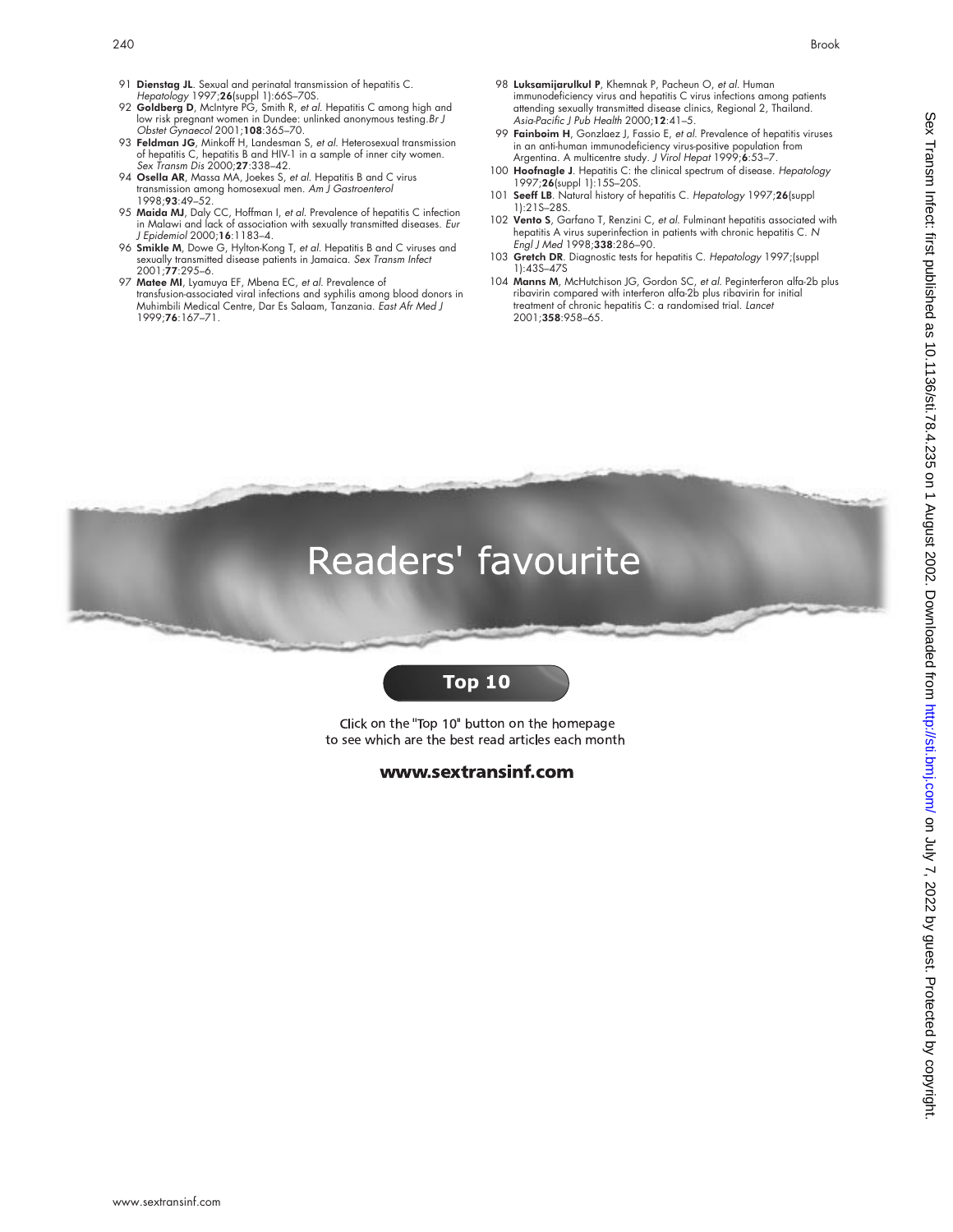91 **Dienstag JL**. Sexual and perinatal transmission of hepatitis C. *Hepatology* 1997;**26**(suppl 1):66S–70S.

92 **Goldberg D**, McIntyre PG, Smith R, *et al*. Hepatitis C among high and low risk pregnant women in Dundee: unlinked anonymous testing.*Br J Obstet Gynaecol* 2001;**108**:365–70.

93 **Feldman JG**, Minkoff H, Landesman S, *et al*. Heterosexual transmission of hepatitis C, hepatitis B and HIV-1 in a sample of inner city women. *Sex Transm Dis* 2000;**27**:338–42.

94 **Osella AR**, Massa MA, Joekes S, *et al*. Hepatitis B and C virus transmission among homosexual men. *Am J Gastroenterol* 1998;**93**:49–52.

95 **Maida MJ**, Daly CC, Hoffman I, *et al*. Prevalence of hepatitis C infection in Malawi and lack of association with sexually transmitted diseases. *Eur J Epidemiol* 2000;**16**:1183–4.

96 **Smikle M**, Dowe G, Hylton-Kong T, *et al*. Hepatitis B and C viruses and sexually transmitted disease patients in Jamaica. *Sex Transm Infect* 2001;**77**:295–6.

97 **Matee MI**, Lyamuya EF, Mbena EC, *et al*. Prevalence of transfusion-associated viral infections and syphilis among blood donors in Muhimbili Medical Centre, Dar Es Salaam, Tanzania. *East Afr Med J* 1999;**76**:167–71.

98 **Luksamijarulkul P**, Khemnak P, Pacheun O, *et al*. Human immunodeficiency virus and hepatitis C virus infections among patients attending sexually transmitted disease clinics, Regional 2, Thailand. *Asia-Pacific J Pub Health* 2000;**12**:41–5.

99 **Fainboim H**, Gonzlaez J, Fassio E, *et al*. Prevalence of hepatitis viruses in an anti-human immunodeficiency virus-positive population from Argentina. A multicentre study. *J Virol Hepat* 1999;**6**:53–7.

100 **Hoofnagle J**. Hepatitis C: the clinical spectrum of disease. *Hepatology* 1997;**26**(suppl 1):15S–20S.

101 **Seeff LB**. Natural history of hepatitis C. *Hepatology* 1997;**26**(suppl 1):21S–28S.

102 **Vento S**, Garfano T, Renzini C, *et al*. Fulminant hepatitis associated with hepatitis A virus superinfection in patients with chronic hepatitis C. *N Engl J Med* 1998;**338**:286–90.

103 **Gretch DR**. Diagnostic tests for hepatitis C. *Hepatology* 1997;(suppl 1):43S–47S

104 **Manns M**, McHutchison JG, Gordon SC, *et al*. Peginterferon alfa-2b plus ribavirin compared with interferon alfa-2b plus ribavirin for initial treatment of chronic hepatitis C: a randomised trial. *Lancet* 2001;**358**:958–65.

Readers' favourite

**Top 10**

Click on the "Top 10" button on the homepage to see which are the best read articles each month

**www.sextransinf.com**